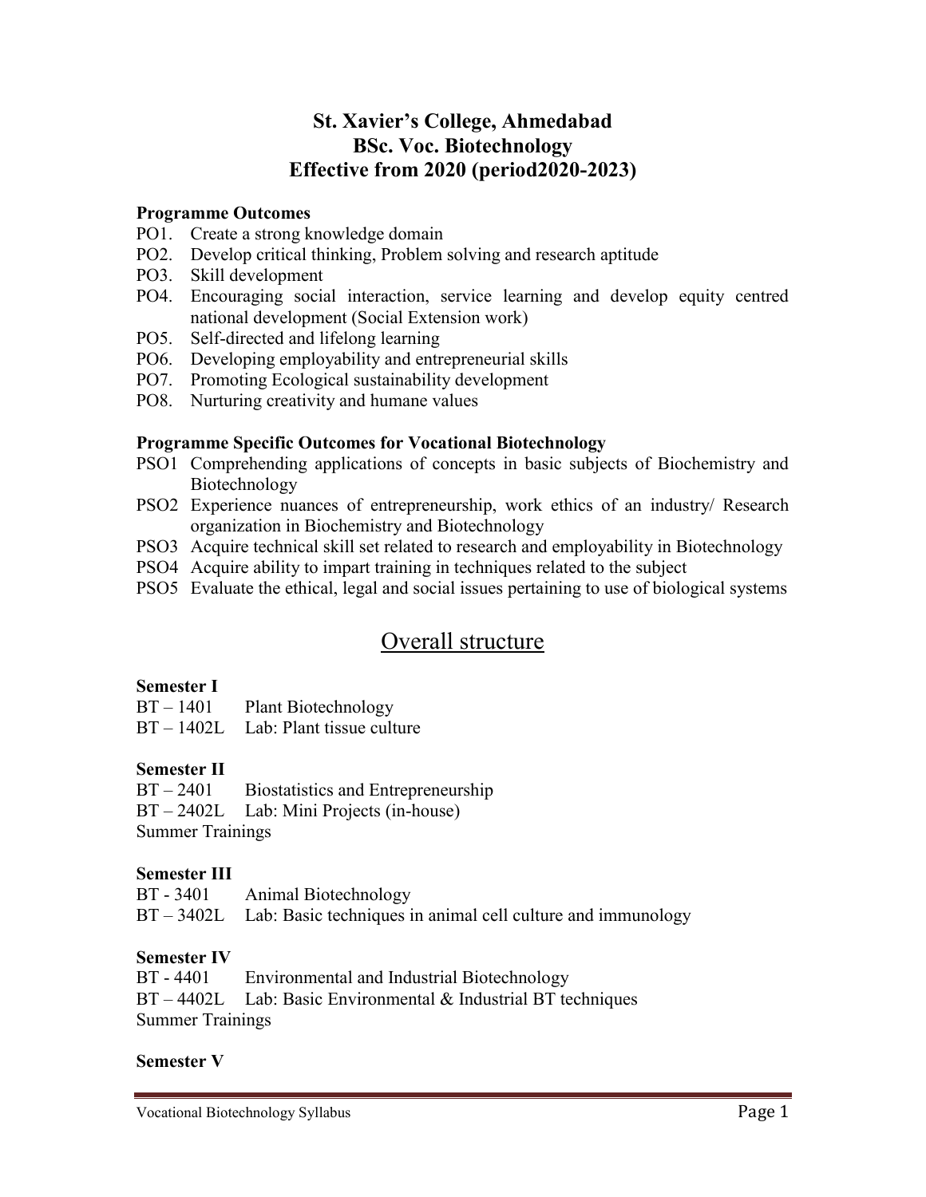# St. Xavier's College, Ahmedabad
# BSc. Voc. Biotechnology
# Effective from 2020 (period2020-2023)

**Programme Outcomes**

PO1. Create a strong knowledge domain
PO2. Develop critical thinking, Problem solving and research aptitude
PO3. Skill development
PO4. Encouraging social interaction, service learning and develop equity centred national development (Social Extension work)
PO5. Self-directed and lifelong learning
PO6. Developing employability and entrepreneurial skills
PO7. Promoting Ecological sustainability development
PO8. Nurturing creativity and humane values

**Programme Specific Outcomes for Vocational Biotechnology**

PSO1 Comprehending applications of concepts in basic subjects of Biochemistry and Biotechnology
PSO2 Experience nuances of entrepreneurship, work ethics of an industry/ Research organization in Biochemistry and Biotechnology
PSO3 Acquire technical skill set related to research and employability in Biotechnology
PSO4 Acquire ability to impart training in techniques related to the subject
PSO5 Evaluate the ethical, legal and social issues pertaining to use of biological systems

## Overall structure

**Semester I**

BT – 1401 Plant Biotechnology
BT – 1402L Lab: Plant tissue culture

**Semester II**

BT – 2401 Biostatistics and Entrepreneurship
BT – 2402L Lab: Mini Projects (in-house)
Summer Trainings

**Semester III**

BT - 3401 Animal Biotechnology
BT – 3402L Lab: Basic techniques in animal cell culture and immunology

**Semester IV**

BT - 4401 Environmental and Industrial Biotechnology
BT – 4402L Lab: Basic Environmental & Industrial BT techniques
Summer Trainings

**Semester V**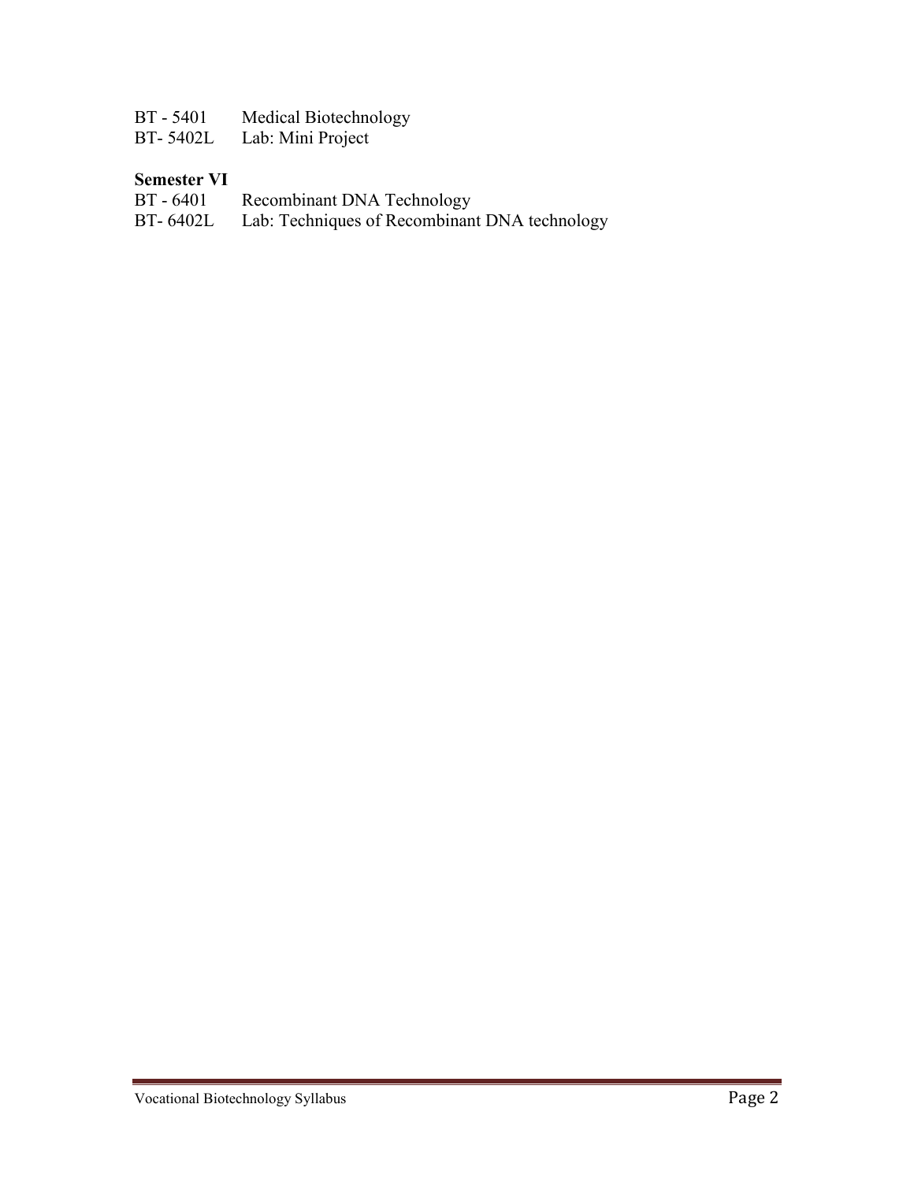BT - 5401 Medical Biotechnology
BT- 5402L Lab: Mini Project

**Semester VI**

BT - 6401 Recombinant DNA Technology
BT- 6402L Lab: Techniques of Recombinant DNA technology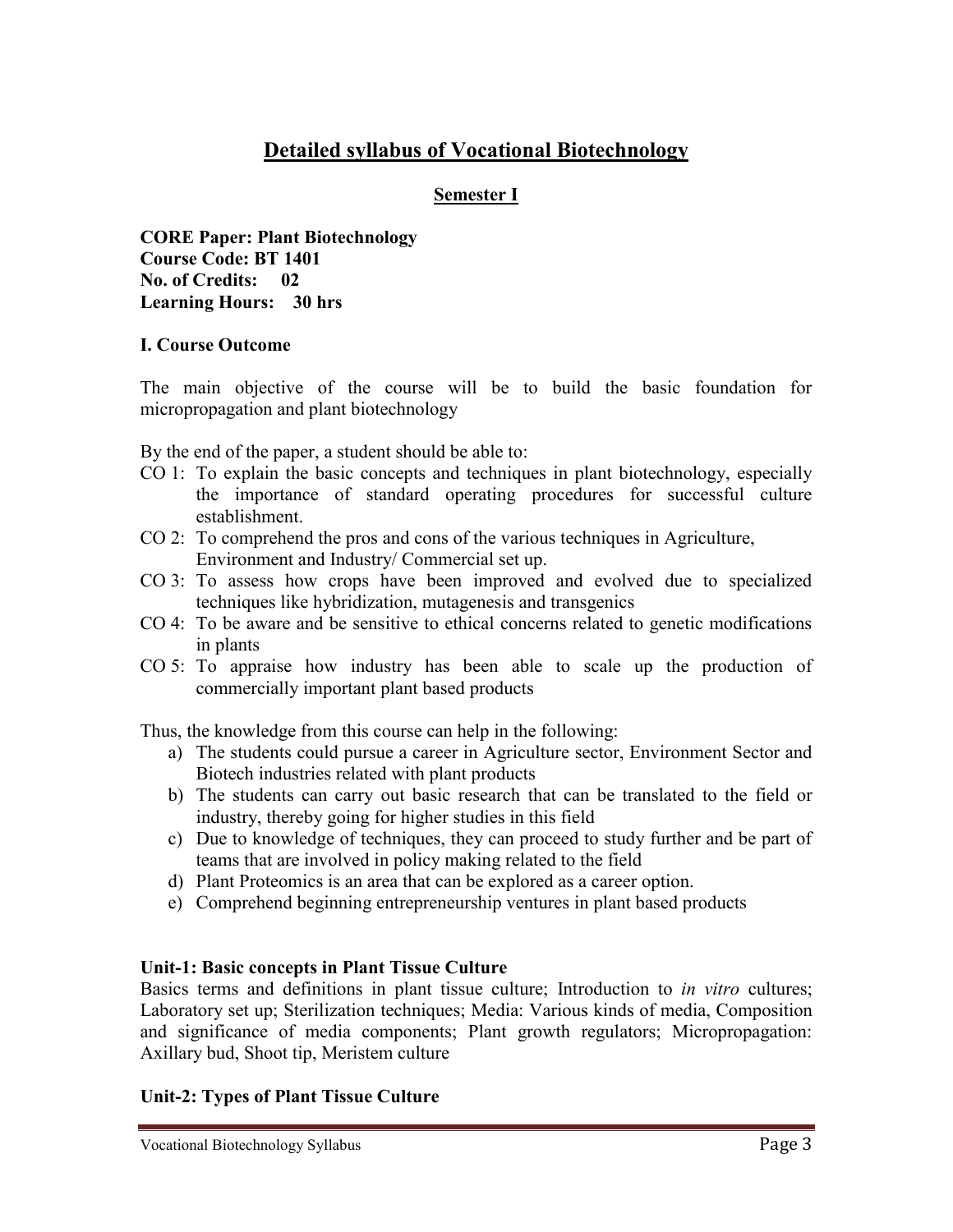# Detailed syllabus of Vocational Biotechnology

## Semester I

**CORE Paper: Plant Biotechnology**
**Course Code: BT 1401**
**No. of Credits: 02**
**Learning Hours: 30 hrs**

### I. Course Outcome

The main objective of the course will be to build the basic foundation for micropropagation and plant biotechnology

By the end of the paper, a student should be able to:

- CO 1: To explain the basic concepts and techniques in plant biotechnology, especially the importance of standard operating procedures for successful culture establishment.
- CO 2: To comprehend the pros and cons of the various techniques in Agriculture, Environment and Industry/ Commercial set up.
- CO 3: To assess how crops have been improved and evolved due to specialized techniques like hybridization, mutagenesis and transgenics
- CO 4: To be aware and be sensitive to ethical concerns related to genetic modifications in plants
- CO 5: To appraise how industry has been able to scale up the production of commercially important plant based products

Thus, the knowledge from this course can help in the following:

a) The students could pursue a career in Agriculture sector, Environment Sector and Biotech industries related with plant products
b) The students can carry out basic research that can be translated to the field or industry, thereby going for higher studies in this field
c) Due to knowledge of techniques, they can proceed to study further and be part of teams that are involved in policy making related to the field
d) Plant Proteomics is an area that can be explored as a career option.
e) Comprehend beginning entrepreneurship ventures in plant based products

### Unit-1: Basic concepts in Plant Tissue Culture

Basics terms and definitions in plant tissue culture; Introduction to *in vitro* cultures; Laboratory set up; Sterilization techniques; Media: Various kinds of media, Composition and significance of media components; Plant growth regulators; Micropropagation: Axillary bud, Shoot tip, Meristem culture

### Unit-2: Types of Plant Tissue Culture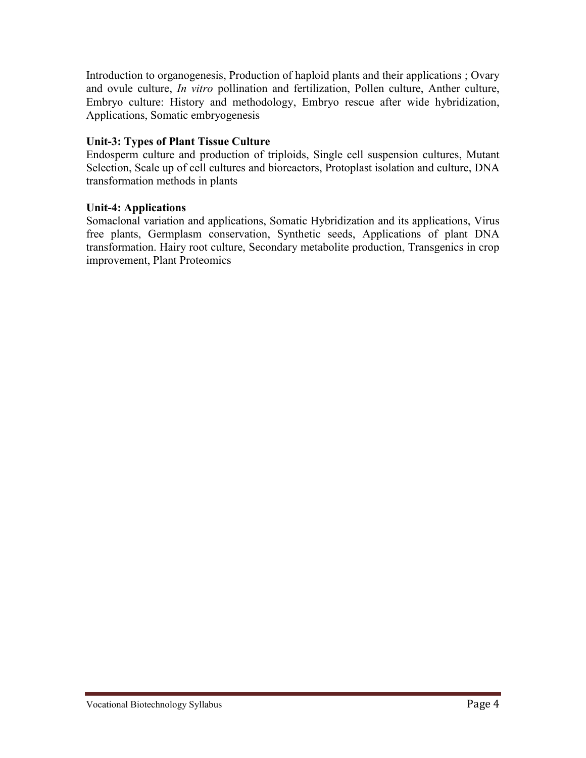Introduction to organogenesis, Production of haploid plants and their applications ; Ovary and ovule culture, *In vitro* pollination and fertilization, Pollen culture, Anther culture, Embryo culture: History and methodology, Embryo rescue after wide hybridization, Applications, Somatic embryogenesis

**Unit-3: Types of Plant Tissue Culture**

Endosperm culture and production of triploids, Single cell suspension cultures, Mutant Selection, Scale up of cell cultures and bioreactors, Protoplast isolation and culture, DNA transformation methods in plants

**Unit-4: Applications**

Somaclonal variation and applications, Somatic Hybridization and its applications, Virus free plants, Germplasm conservation, Synthetic seeds, Applications of plant DNA transformation. Hairy root culture, Secondary metabolite production, Transgenics in crop improvement, Plant Proteomics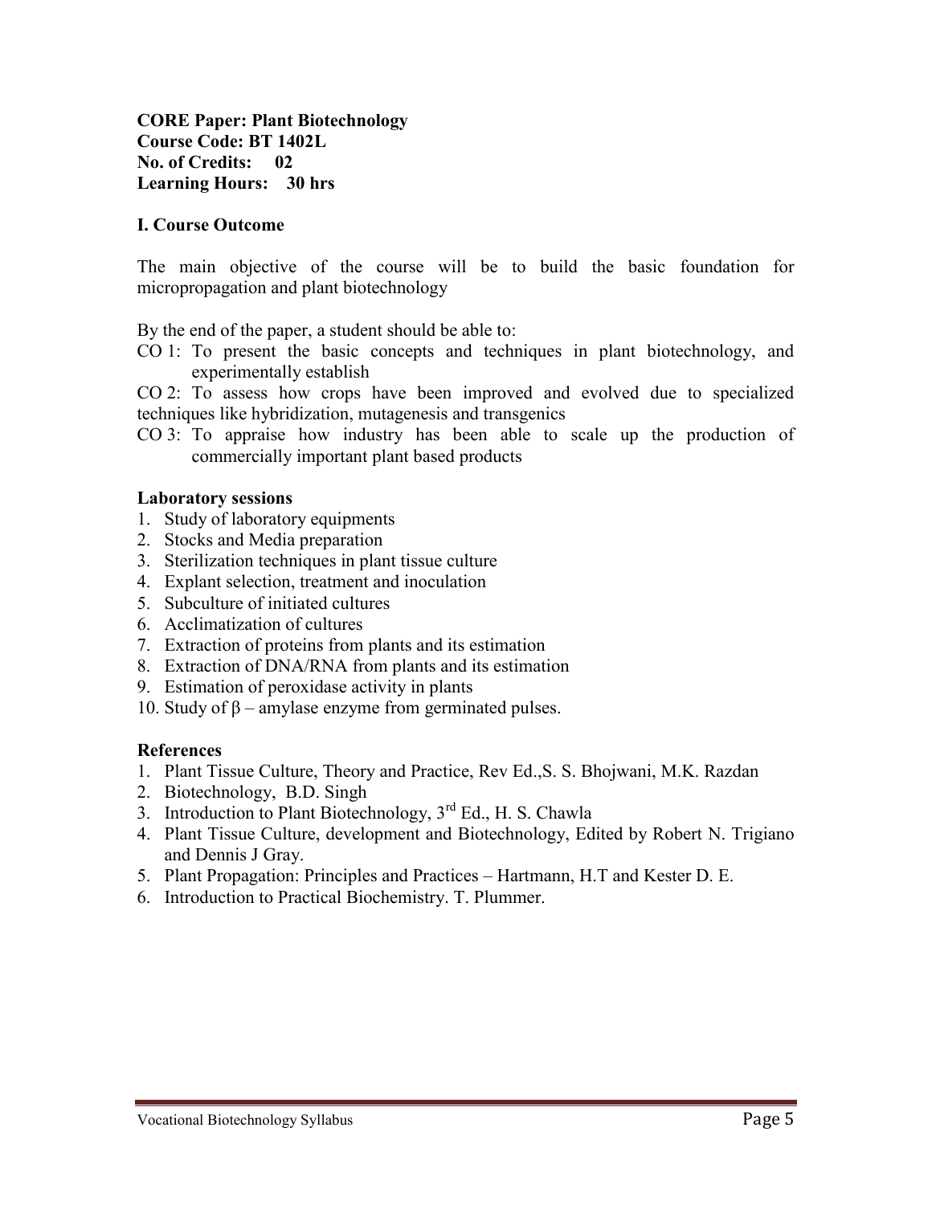**CORE Paper: Plant Biotechnology**
**Course Code: BT 1402L**
**No. of Credits: 02**
**Learning Hours: 30 hrs**

### I. Course Outcome

The main objective of the course will be to build the basic foundation for micropropagation and plant biotechnology

By the end of the paper, a student should be able to:

CO 1: To present the basic concepts and techniques in plant biotechnology, and experimentally establish

CO 2: To assess how crops have been improved and evolved due to specialized techniques like hybridization, mutagenesis and transgenics

CO 3: To appraise how industry has been able to scale up the production of commercially important plant based products

### Laboratory sessions

1. Study of laboratory equipments
2. Stocks and Media preparation
3. Sterilization techniques in plant tissue culture
4. Explant selection, treatment and inoculation
5. Subculture of initiated cultures
6. Acclimatization of cultures
7. Extraction of proteins from plants and its estimation
8. Extraction of DNA/RNA from plants and its estimation
9. Estimation of peroxidase activity in plants
10. Study of β – amylase enzyme from germinated pulses.

### References

1. Plant Tissue Culture, Theory and Practice, Rev Ed.,S. S. Bhojwani, M.K. Razdan
2. Biotechnology, B.D. Singh
3. Introduction to Plant Biotechnology, 3rd Ed., H. S. Chawla
4. Plant Tissue Culture, development and Biotechnology, Edited by Robert N. Trigiano and Dennis J Gray.
5. Plant Propagation: Principles and Practices – Hartmann, H.T and Kester D. E.
6. Introduction to Practical Biochemistry. T. Plummer.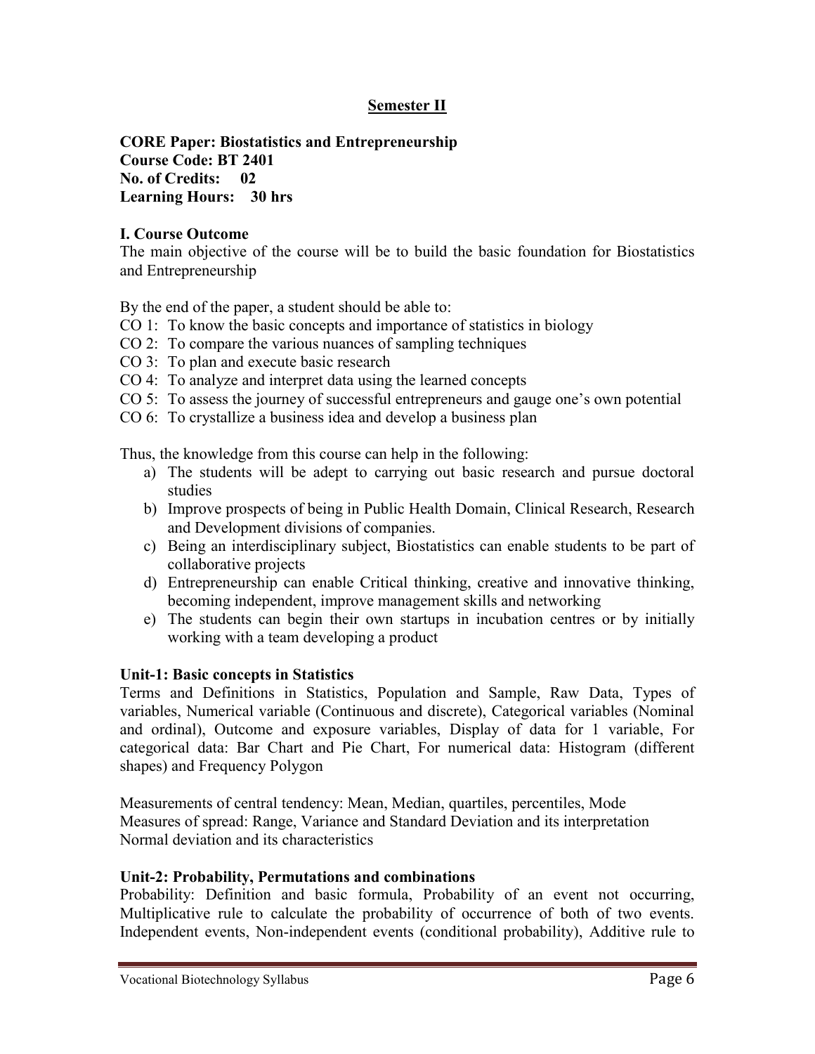## Semester II

**CORE Paper: Biostatistics and Entrepreneurship**
**Course Code: BT 2401**
**No. of Credits: 02**
**Learning Hours: 30 hrs**

### I. Course Outcome

The main objective of the course will be to build the basic foundation for Biostatistics and Entrepreneurship

By the end of the paper, a student should be able to:

CO 1: To know the basic concepts and importance of statistics in biology
CO 2: To compare the various nuances of sampling techniques
CO 3: To plan and execute basic research
CO 4: To analyze and interpret data using the learned concepts
CO 5: To assess the journey of successful entrepreneurs and gauge one's own potential
CO 6: To crystallize a business idea and develop a business plan

Thus, the knowledge from this course can help in the following:

a) The students will be adept to carrying out basic research and pursue doctoral studies
b) Improve prospects of being in Public Health Domain, Clinical Research, Research and Development divisions of companies.
c) Being an interdisciplinary subject, Biostatistics can enable students to be part of collaborative projects
d) Entrepreneurship can enable Critical thinking, creative and innovative thinking, becoming independent, improve management skills and networking
e) The students can begin their own startups in incubation centres or by initially working with a team developing a product

### Unit-1: Basic concepts in Statistics

Terms and Definitions in Statistics, Population and Sample, Raw Data, Types of variables, Numerical variable (Continuous and discrete), Categorical variables (Nominal and ordinal), Outcome and exposure variables, Display of data for 1 variable, For categorical data: Bar Chart and Pie Chart, For numerical data: Histogram (different shapes) and Frequency Polygon

Measurements of central tendency: Mean, Median, quartiles, percentiles, Mode
Measures of spread: Range, Variance and Standard Deviation and its interpretation
Normal deviation and its characteristics

### Unit-2: Probability, Permutations and combinations

Probability: Definition and basic formula, Probability of an event not occurring, Multiplicative rule to calculate the probability of occurrence of both of two events. Independent events, Non-independent events (conditional probability), Additive rule to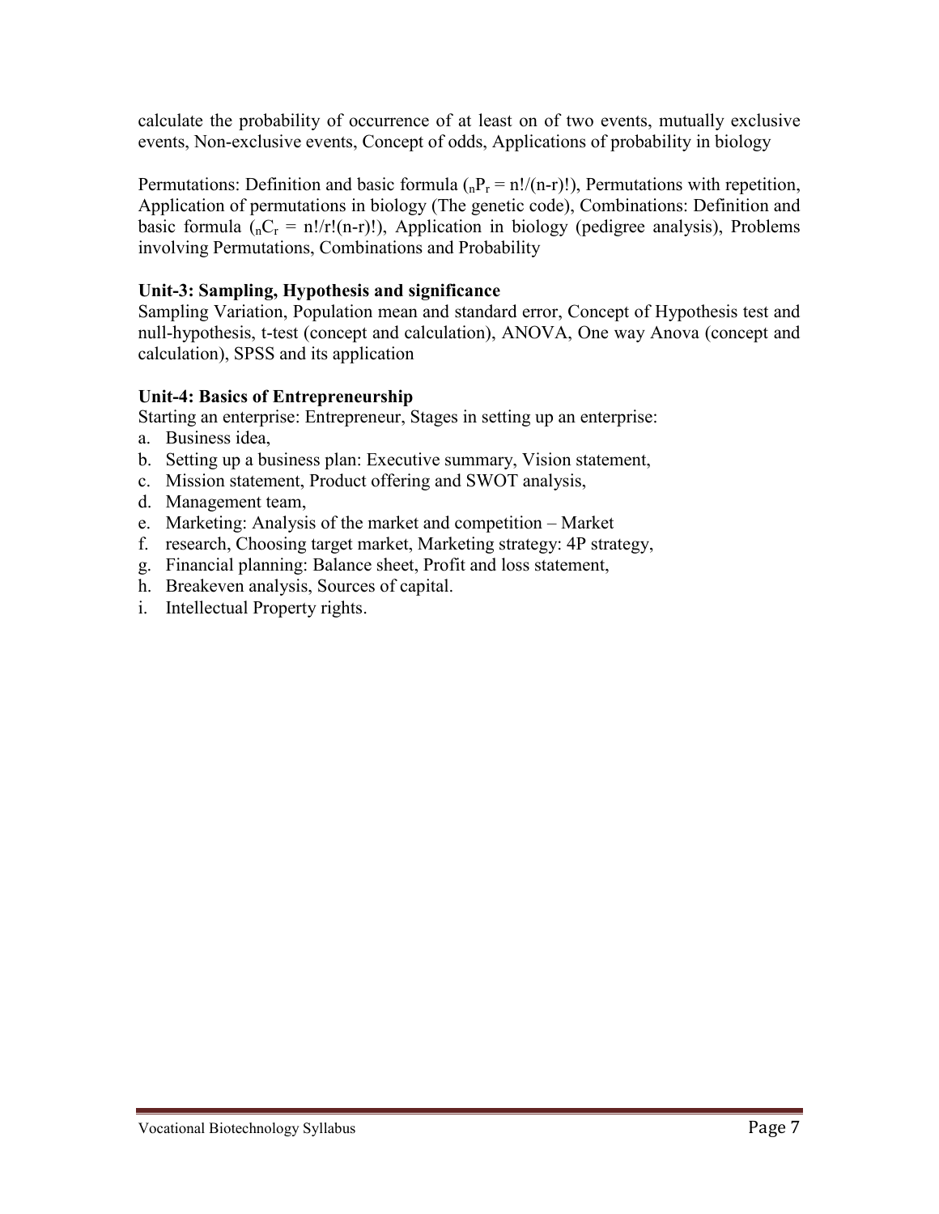calculate the probability of occurrence of at least on of two events, mutually exclusive events, Non-exclusive events, Concept of odds, Applications of probability in biology

Permutations: Definition and basic formula (${}_nP_r = n!/(n-r)!$), Permutations with repetition, Application of permutations in biology (The genetic code), Combinations: Definition and basic formula (${}_nC_r = n!/r!(n-r)!$), Application in biology (pedigree analysis), Problems involving Permutations, Combinations and Probability

**Unit-3: Sampling, Hypothesis and significance**

Sampling Variation, Population mean and standard error, Concept of Hypothesis test and null-hypothesis, t-test (concept and calculation), ANOVA, One way Anova (concept and calculation), SPSS and its application

**Unit-4: Basics of Entrepreneurship**

Starting an enterprise: Entrepreneur, Stages in setting up an enterprise:

a. Business idea,
b. Setting up a business plan: Executive summary, Vision statement,
c. Mission statement, Product offering and SWOT analysis,
d. Management team,
e. Marketing: Analysis of the market and competition – Market
f. research, Choosing target market, Marketing strategy: 4P strategy,
g. Financial planning: Balance sheet, Profit and loss statement,
h. Breakeven analysis, Sources of capital.
i. Intellectual Property rights.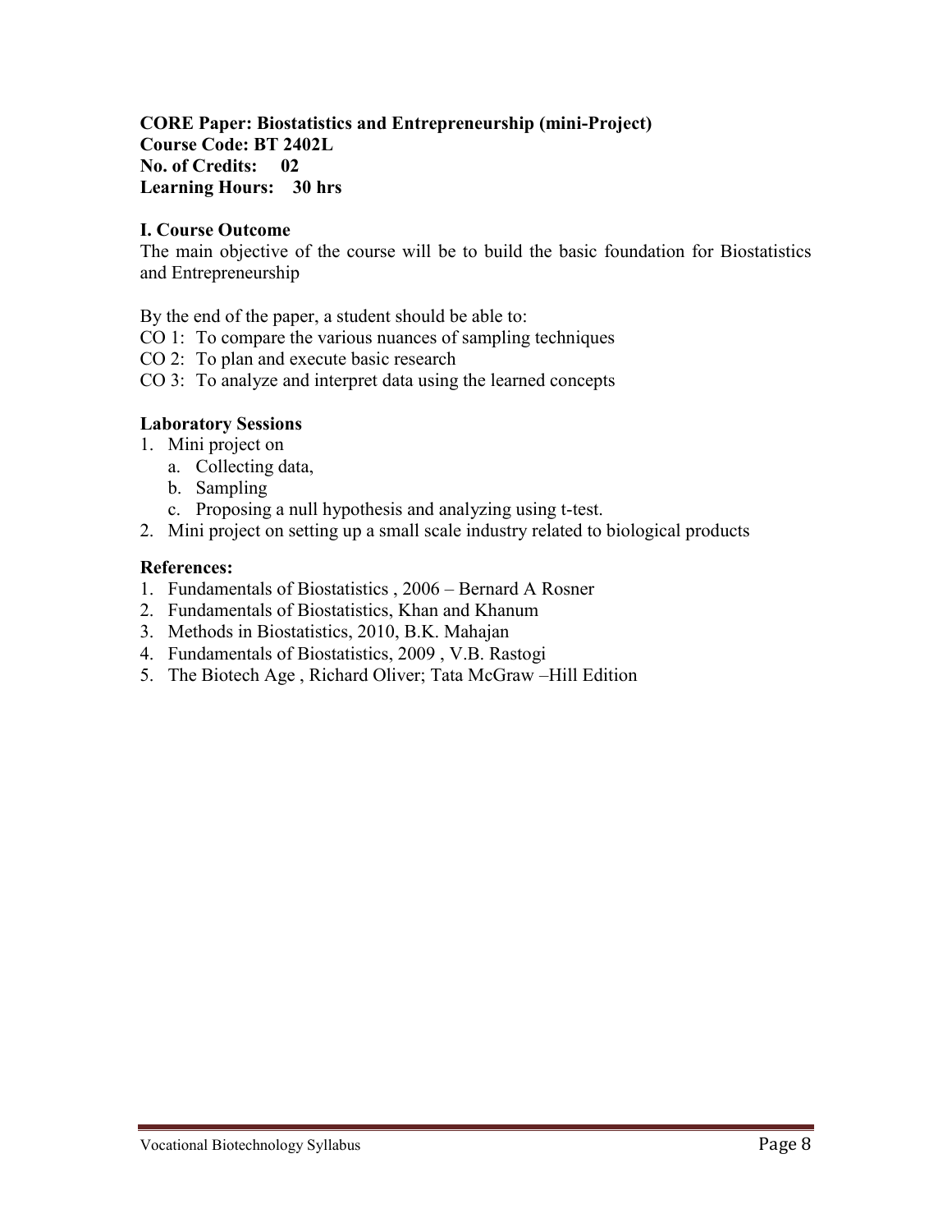**CORE Paper: Biostatistics and Entrepreneurship (mini-Project)**
**Course Code: BT 2402L**
**No. of Credits: 02**
**Learning Hours: 30 hrs**

## I. Course Outcome

The main objective of the course will be to build the basic foundation for Biostatistics and Entrepreneurship

By the end of the paper, a student should be able to:

CO 1: To compare the various nuances of sampling techniques
CO 2: To plan and execute basic research
CO 3: To analyze and interpret data using the learned concepts

## Laboratory Sessions

1. Mini project on
   a. Collecting data,
   b. Sampling
   c. Proposing a null hypothesis and analyzing using t-test.
2. Mini project on setting up a small scale industry related to biological products

## References:

1. Fundamentals of Biostatistics , 2006 – Bernard A Rosner
2. Fundamentals of Biostatistics, Khan and Khanum
3. Methods in Biostatistics, 2010, B.K. Mahajan
4. Fundamentals of Biostatistics, 2009 , V.B. Rastogi
5. The Biotech Age , Richard Oliver; Tata McGraw –Hill Edition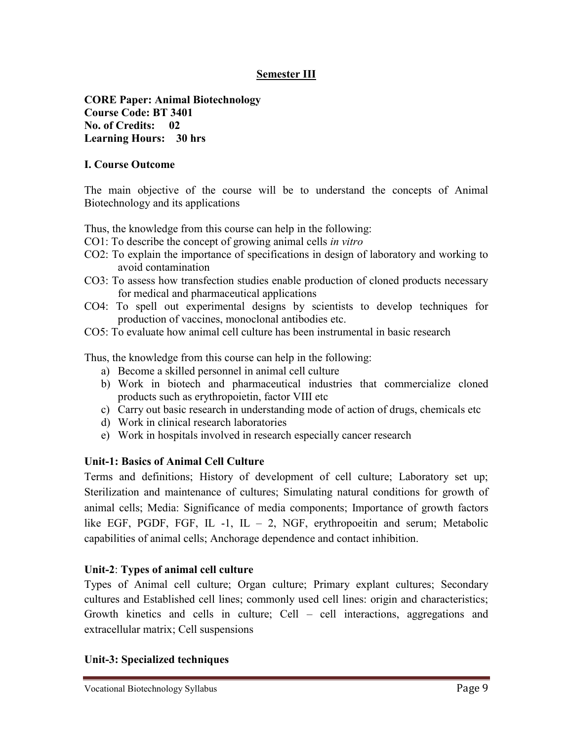## Semester III

**CORE Paper: Animal Biotechnology**
**Course Code: BT 3401**
**No. of Credits: 02**
**Learning Hours: 30 hrs**

### I. Course Outcome

The main objective of the course will be to understand the concepts of Animal Biotechnology and its applications

Thus, the knowledge from this course can help in the following:

CO1: To describe the concept of growing animal cells *in vitro*

CO2: To explain the importance of specifications in design of laboratory and working to avoid contamination

CO3: To assess how transfection studies enable production of cloned products necessary for medical and pharmaceutical applications

CO4: To spell out experimental designs by scientists to develop techniques for production of vaccines, monoclonal antibodies etc.

CO5: To evaluate how animal cell culture has been instrumental in basic research

Thus, the knowledge from this course can help in the following:

a) Become a skilled personnel in animal cell culture
b) Work in biotech and pharmaceutical industries that commercialize cloned products such as erythropoietin, factor VIII etc
c) Carry out basic research in understanding mode of action of drugs, chemicals etc
d) Work in clinical research laboratories
e) Work in hospitals involved in research especially cancer research

### Unit-1: Basics of Animal Cell Culture

Terms and definitions; History of development of cell culture; Laboratory set up; Sterilization and maintenance of cultures; Simulating natural conditions for growth of animal cells; Media: Significance of media components; Importance of growth factors like EGF, PGDF, FGF, IL -1, IL – 2, NGF, erythropoeitin and serum; Metabolic capabilities of animal cells; Anchorage dependence and contact inhibition.

### Unit-2: Types of animal cell culture

Types of Animal cell culture; Organ culture; Primary explant cultures; Secondary cultures and Established cell lines; commonly used cell lines: origin and characteristics; Growth kinetics and cells in culture; Cell – cell interactions, aggregations and extracellular matrix; Cell suspensions

### Unit-3: Specialized techniques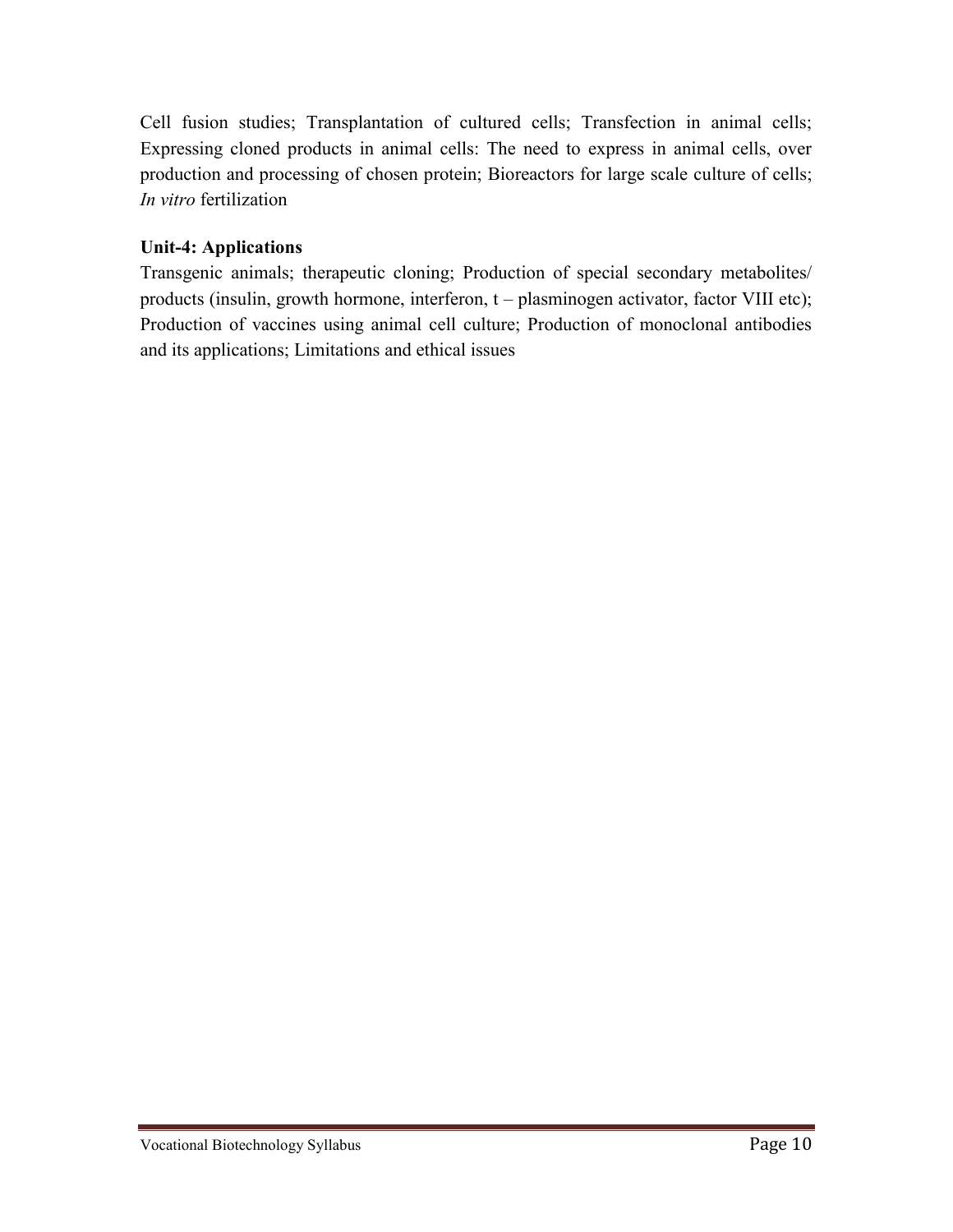Cell fusion studies; Transplantation of cultured cells; Transfection in animal cells; Expressing cloned products in animal cells: The need to express in animal cells, over production and processing of chosen protein; Bioreactors for large scale culture of cells; *In vitro* fertilization

**Unit-4: Applications**

Transgenic animals; therapeutic cloning; Production of special secondary metabolites/ products (insulin, growth hormone, interferon, t – plasminogen activator, factor VIII etc); Production of vaccines using animal cell culture; Production of monoclonal antibodies and its applications; Limitations and ethical issues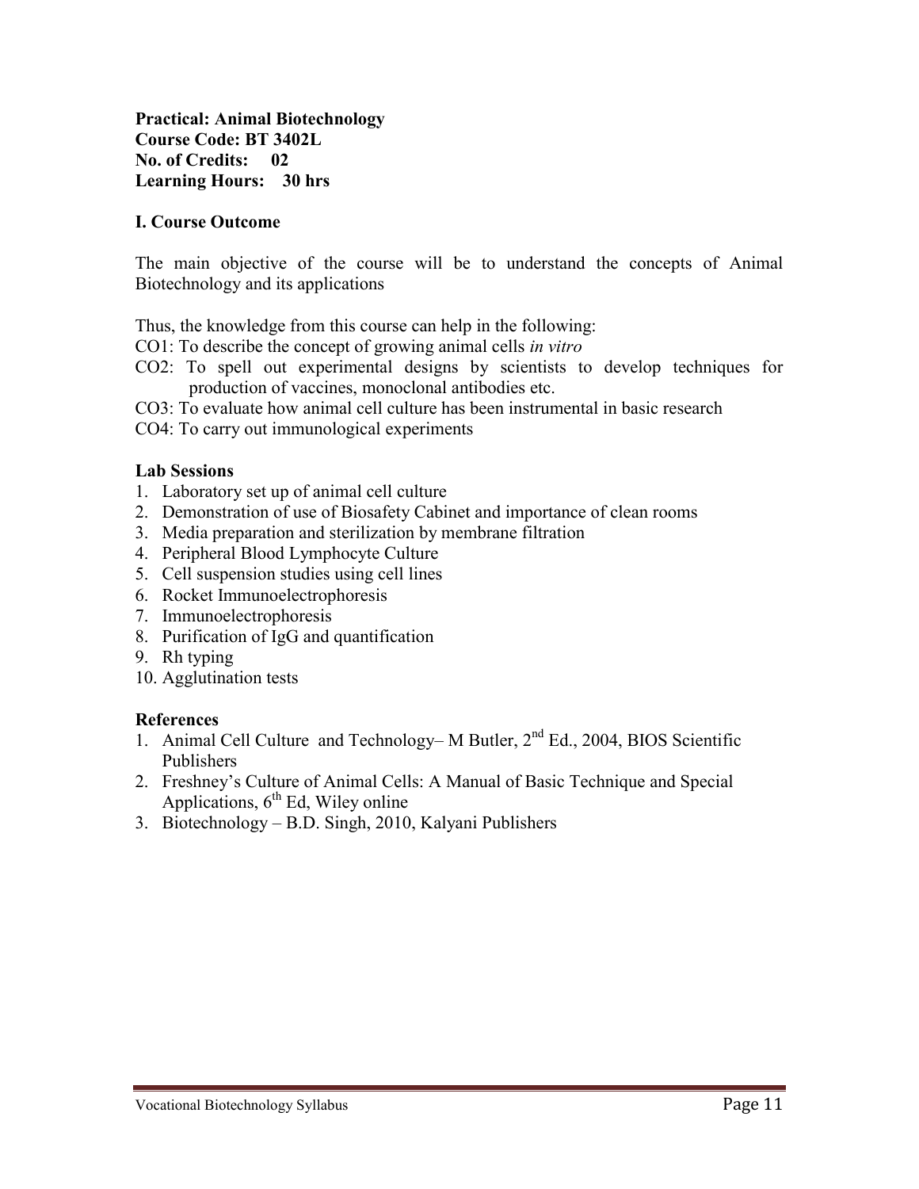**Practical: Animal Biotechnology**
**Course Code: BT 3402L**
**No. of Credits: 02**
**Learning Hours: 30 hrs**

### I. Course Outcome

The main objective of the course will be to understand the concepts of Animal Biotechnology and its applications

Thus, the knowledge from this course can help in the following:

CO1: To describe the concept of growing animal cells *in vitro*

CO2: To spell out experimental designs by scientists to develop techniques for production of vaccines, monoclonal antibodies etc.

CO3: To evaluate how animal cell culture has been instrumental in basic research

CO4: To carry out immunological experiments

### Lab Sessions

1. Laboratory set up of animal cell culture
2. Demonstration of use of Biosafety Cabinet and importance of clean rooms
3. Media preparation and sterilization by membrane filtration
4. Peripheral Blood Lymphocyte Culture
5. Cell suspension studies using cell lines
6. Rocket Immunoelectrophoresis
7. Immunoelectrophoresis
8. Purification of IgG and quantification
9. Rh typing
10. Agglutination tests

### References

1. Animal Cell Culture and Technology– M Butler, 2nd Ed., 2004, BIOS Scientific Publishers
2. Freshney's Culture of Animal Cells: A Manual of Basic Technique and Special Applications, 6th Ed, Wiley online
3. Biotechnology – B.D. Singh, 2010, Kalyani Publishers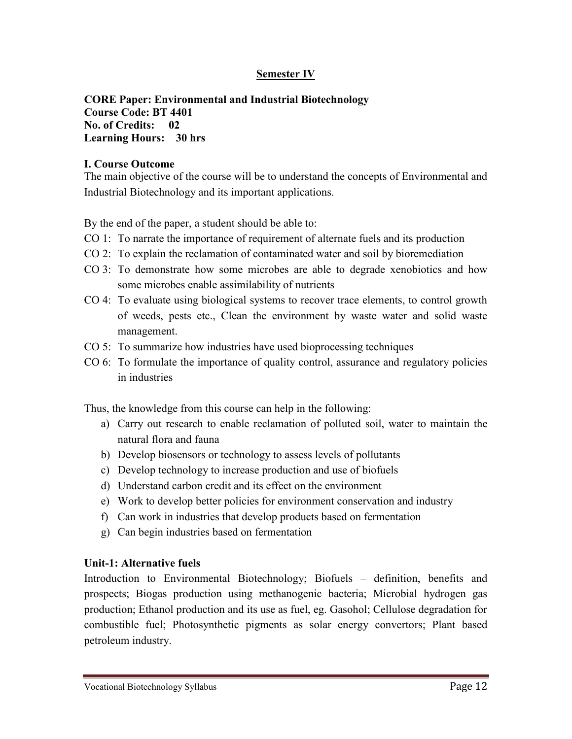## Semester IV

**CORE Paper: Environmental and Industrial Biotechnology**
**Course Code: BT 4401**
**No. of Credits: 02**
**Learning Hours: 30 hrs**

### I. Course Outcome

The main objective of the course will be to understand the concepts of Environmental and Industrial Biotechnology and its important applications.

By the end of the paper, a student should be able to:

- CO 1: To narrate the importance of requirement of alternate fuels and its production
- CO 2: To explain the reclamation of contaminated water and soil by bioremediation
- CO 3: To demonstrate how some microbes are able to degrade xenobiotics and how some microbes enable assimilability of nutrients
- CO 4: To evaluate using biological systems to recover trace elements, to control growth of weeds, pests etc., Clean the environment by waste water and solid waste management.
- CO 5: To summarize how industries have used bioprocessing techniques
- CO 6: To formulate the importance of quality control, assurance and regulatory policies in industries

Thus, the knowledge from this course can help in the following:

a) Carry out research to enable reclamation of polluted soil, water to maintain the natural flora and fauna
b) Develop biosensors or technology to assess levels of pollutants
c) Develop technology to increase production and use of biofuels
d) Understand carbon credit and its effect on the environment
e) Work to develop better policies for environment conservation and industry
f) Can work in industries that develop products based on fermentation
g) Can begin industries based on fermentation

### Unit-1: Alternative fuels

Introduction to Environmental Biotechnology; Biofuels – definition, benefits and prospects; Biogas production using methanogenic bacteria; Microbial hydrogen gas production; Ethanol production and its use as fuel, eg. Gasohol; Cellulose degradation for combustible fuel; Photosynthetic pigments as solar energy convertors; Plant based petroleum industry.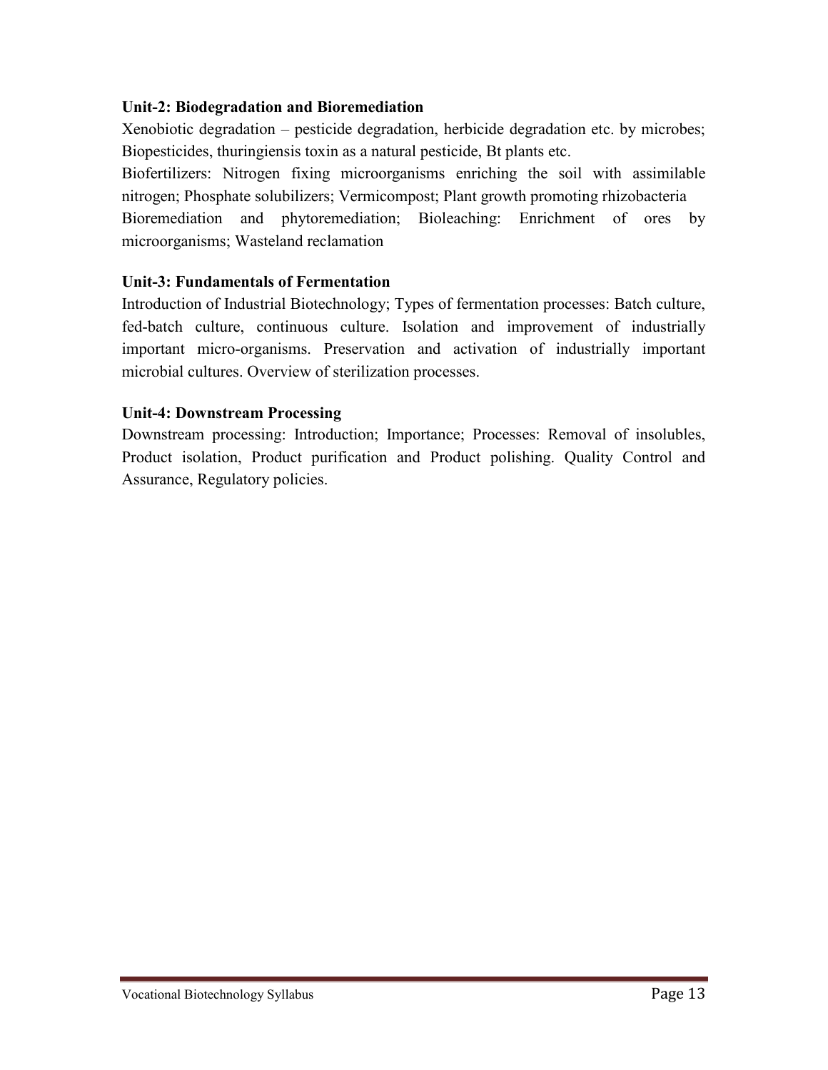**Unit-2: Biodegradation and Bioremediation**

Xenobiotic degradation – pesticide degradation, herbicide degradation etc. by microbes; Biopesticides, thuringiensis toxin as a natural pesticide, Bt plants etc.

Biofertilizers: Nitrogen fixing microorganisms enriching the soil with assimilable nitrogen; Phosphate solubilizers; Vermicompost; Plant growth promoting rhizobacteria

Bioremediation and phytoremediation; Bioleaching: Enrichment of ores by microorganisms; Wasteland reclamation

**Unit-3: Fundamentals of Fermentation**

Introduction of Industrial Biotechnology; Types of fermentation processes: Batch culture, fed-batch culture, continuous culture. Isolation and improvement of industrially important micro-organisms. Preservation and activation of industrially important microbial cultures. Overview of sterilization processes.

**Unit-4: Downstream Processing**

Downstream processing: Introduction; Importance; Processes: Removal of insolubles, Product isolation, Product purification and Product polishing. Quality Control and Assurance, Regulatory policies.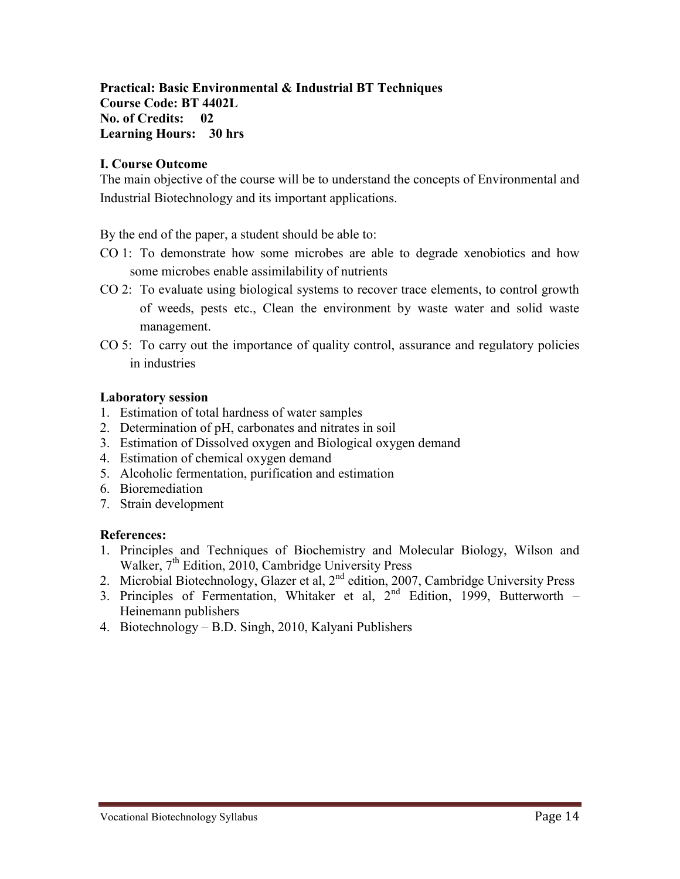**Practical: Basic Environmental & Industrial BT Techniques**
**Course Code: BT 4402L**
**No. of Credits: 02**
**Learning Hours: 30 hrs**

**I. Course Outcome**

The main objective of the course will be to understand the concepts of Environmental and Industrial Biotechnology and its important applications.

By the end of the paper, a student should be able to:

- CO 1: To demonstrate how some microbes are able to degrade xenobiotics and how some microbes enable assimilability of nutrients
- CO 2: To evaluate using biological systems to recover trace elements, to control growth of weeds, pests etc., Clean the environment by waste water and solid waste management.
- CO 5: To carry out the importance of quality control, assurance and regulatory policies in industries

**Laboratory session**

1. Estimation of total hardness of water samples
2. Determination of pH, carbonates and nitrates in soil
3. Estimation of Dissolved oxygen and Biological oxygen demand
4. Estimation of chemical oxygen demand
5. Alcoholic fermentation, purification and estimation
6. Bioremediation
7. Strain development

**References:**

1. Principles and Techniques of Biochemistry and Molecular Biology, Wilson and Walker, 7th Edition, 2010, Cambridge University Press
2. Microbial Biotechnology, Glazer et al, 2nd edition, 2007, Cambridge University Press
3. Principles of Fermentation, Whitaker et al, 2nd Edition, 1999, Butterworth – Heinemann publishers
4. Biotechnology – B.D. Singh, 2010, Kalyani Publishers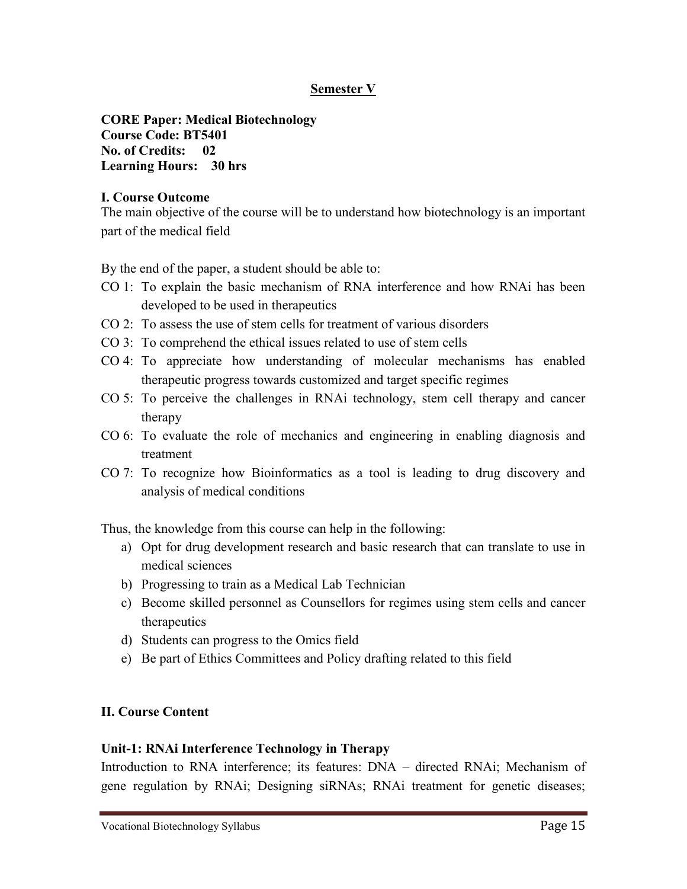## Semester V

**CORE Paper: Medical Biotechnology**
**Course Code: BT5401**
**No. of Credits: 02**
**Learning Hours: 30 hrs**

### I. Course Outcome

The main objective of the course will be to understand how biotechnology is an important part of the medical field

By the end of the paper, a student should be able to:

- CO 1: To explain the basic mechanism of RNA interference and how RNAi has been developed to be used in therapeutics
- CO 2: To assess the use of stem cells for treatment of various disorders
- CO 3: To comprehend the ethical issues related to use of stem cells
- CO 4: To appreciate how understanding of molecular mechanisms has enabled therapeutic progress towards customized and target specific regimes
- CO 5: To perceive the challenges in RNAi technology, stem cell therapy and cancer therapy
- CO 6: To evaluate the role of mechanics and engineering in enabling diagnosis and treatment
- CO 7: To recognize how Bioinformatics as a tool is leading to drug discovery and analysis of medical conditions

Thus, the knowledge from this course can help in the following:

a) Opt for drug development research and basic research that can translate to use in medical sciences
b) Progressing to train as a Medical Lab Technician
c) Become skilled personnel as Counsellors for regimes using stem cells and cancer therapeutics
d) Students can progress to the Omics field
e) Be part of Ethics Committees and Policy drafting related to this field

### II. Course Content

#### Unit-1: RNAi Interference Technology in Therapy

Introduction to RNA interference; its features: DNA – directed RNAi; Mechanism of gene regulation by RNAi; Designing siRNAs; RNAi treatment for genetic diseases;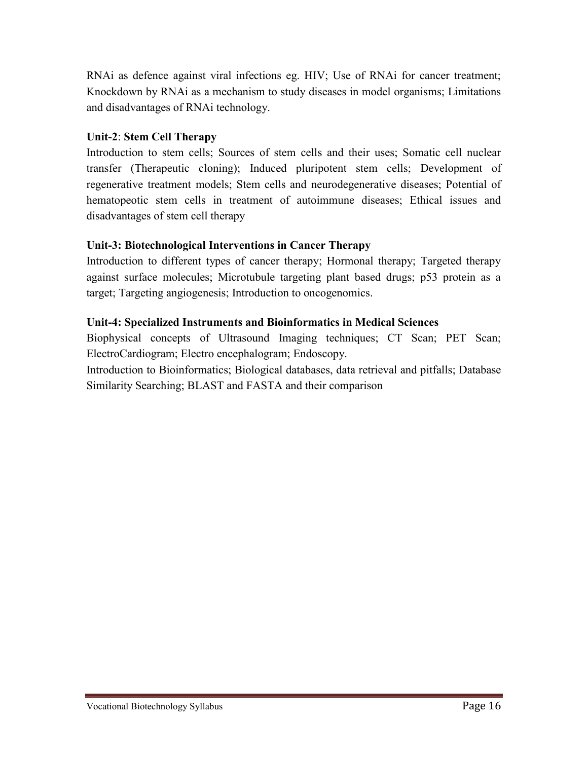RNAi as defence against viral infections eg. HIV; Use of RNAi for cancer treatment; Knockdown by RNAi as a mechanism to study diseases in model organisms; Limitations and disadvantages of RNAi technology.

**Unit-2**: **Stem Cell Therapy**

Introduction to stem cells; Sources of stem cells and their uses; Somatic cell nuclear transfer (Therapeutic cloning); Induced pluripotent stem cells; Development of regenerative treatment models; Stem cells and neurodegenerative diseases; Potential of hematopeotic stem cells in treatment of autoimmune diseases; Ethical issues and disadvantages of stem cell therapy

**Unit-3: Biotechnological Interventions in Cancer Therapy**

Introduction to different types of cancer therapy; Hormonal therapy; Targeted therapy against surface molecules; Microtubule targeting plant based drugs; p53 protein as a target; Targeting angiogenesis; Introduction to oncogenomics.

**Unit-4: Specialized Instruments and Bioinformatics in Medical Sciences**

Biophysical concepts of Ultrasound Imaging techniques; CT Scan; PET Scan; ElectroCardiogram; Electro encephalogram; Endoscopy.

Introduction to Bioinformatics; Biological databases, data retrieval and pitfalls; Database Similarity Searching; BLAST and FASTA and their comparison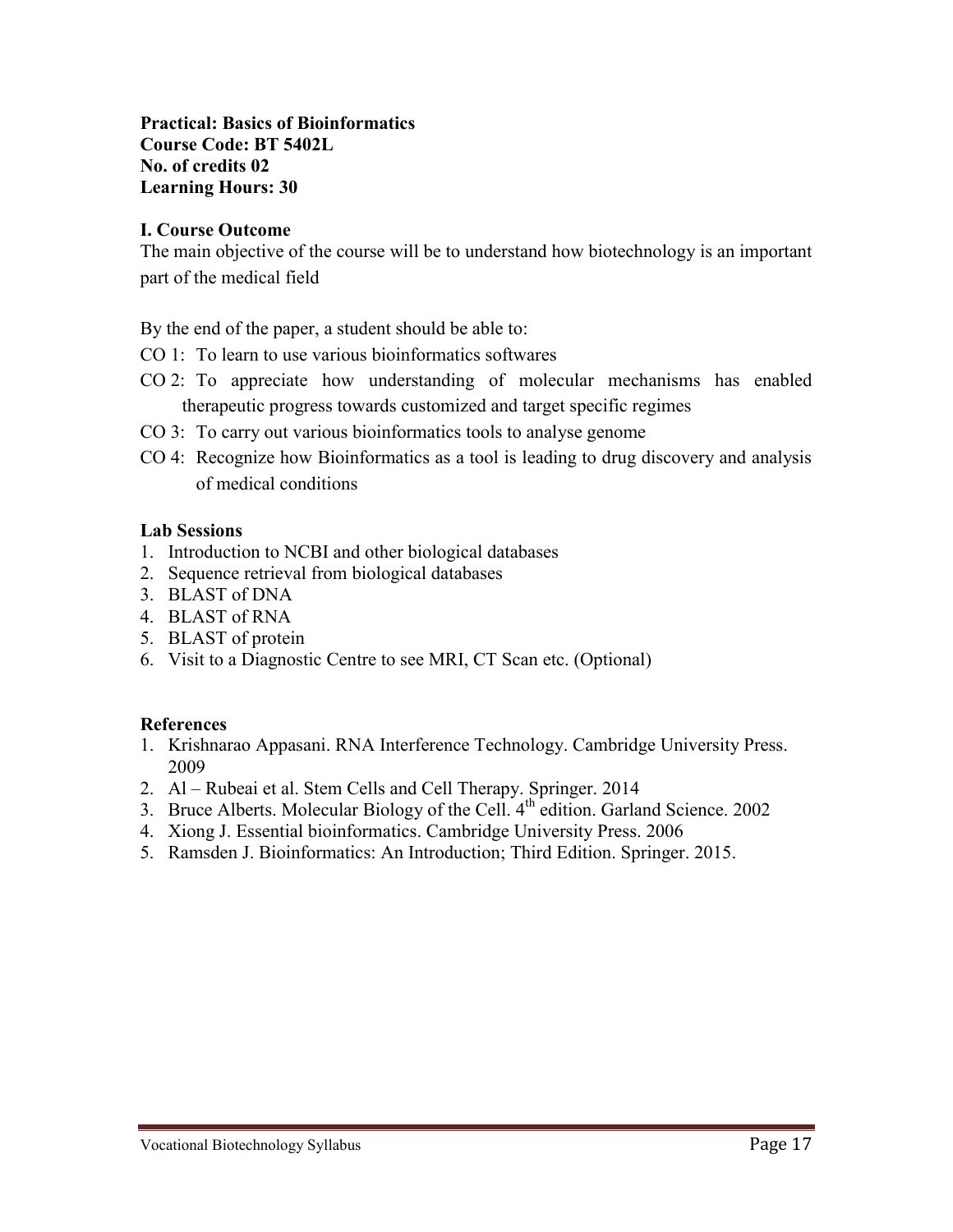**Practical: Basics of Bioinformatics**
**Course Code: BT 5402L**
**No. of credits 02**
**Learning Hours: 30**

## I. Course Outcome

The main objective of the course will be to understand how biotechnology is an important part of the medical field

By the end of the paper, a student should be able to:

- CO 1: To learn to use various bioinformatics softwares
- CO 2: To appreciate how understanding of molecular mechanisms has enabled therapeutic progress towards customized and target specific regimes
- CO 3: To carry out various bioinformatics tools to analyse genome
- CO 4: Recognize how Bioinformatics as a tool is leading to drug discovery and analysis of medical conditions

## Lab Sessions

1. Introduction to NCBI and other biological databases
2. Sequence retrieval from biological databases
3. BLAST of DNA
4. BLAST of RNA
5. BLAST of protein
6. Visit to a Diagnostic Centre to see MRI, CT Scan etc. (Optional)

## References

1. Krishnarao Appasani. RNA Interference Technology. Cambridge University Press. 2009
2. Al – Rubeai et al. Stem Cells and Cell Therapy. Springer. 2014
3. Bruce Alberts. Molecular Biology of the Cell. 4th edition. Garland Science. 2002
4. Xiong J. Essential bioinformatics. Cambridge University Press. 2006
5. Ramsden J. Bioinformatics: An Introduction; Third Edition. Springer. 2015.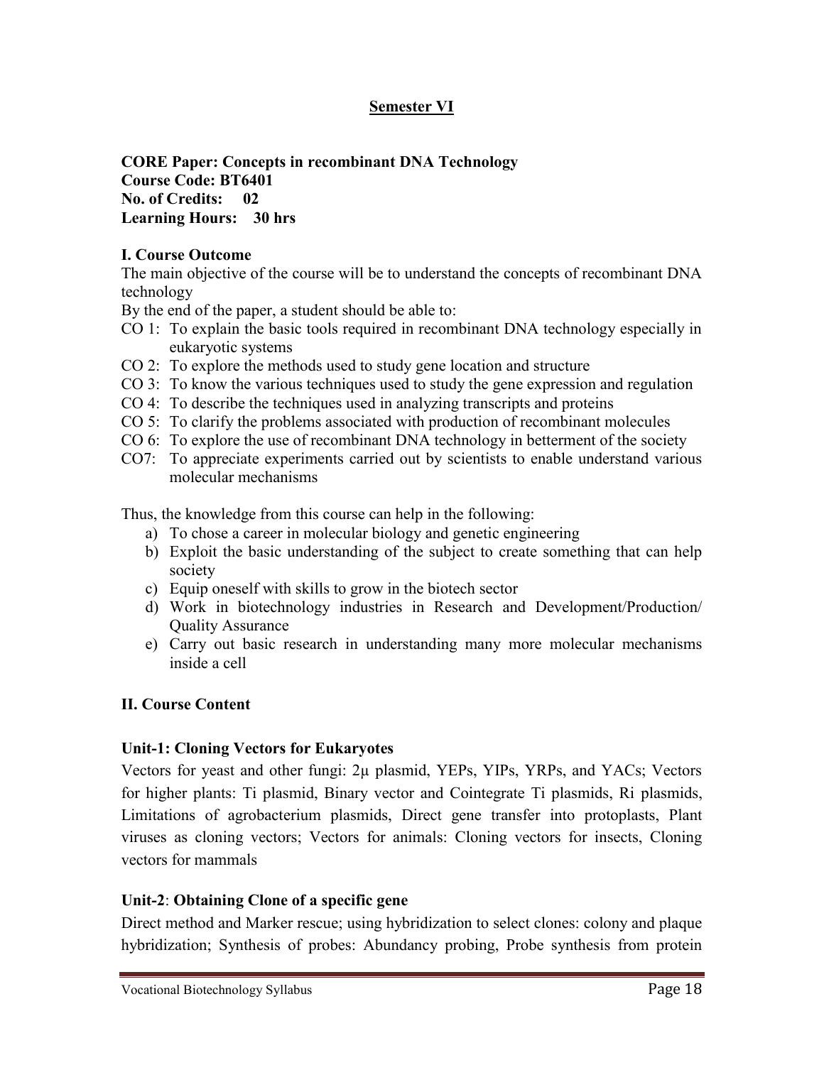## Semester VI

**CORE Paper: Concepts in recombinant DNA Technology**
**Course Code: BT6401**
**No. of Credits: 02**
**Learning Hours: 30 hrs**

### I. Course Outcome

The main objective of the course will be to understand the concepts of recombinant DNA technology

By the end of the paper, a student should be able to:

- CO 1: To explain the basic tools required in recombinant DNA technology especially in eukaryotic systems
- CO 2: To explore the methods used to study gene location and structure
- CO 3: To know the various techniques used to study the gene expression and regulation
- CO 4: To describe the techniques used in analyzing transcripts and proteins
- CO 5: To clarify the problems associated with production of recombinant molecules
- CO 6: To explore the use of recombinant DNA technology in betterment of the society
- CO7: To appreciate experiments carried out by scientists to enable understand various molecular mechanisms

Thus, the knowledge from this course can help in the following:

a) To chose a career in molecular biology and genetic engineering
b) Exploit the basic understanding of the subject to create something that can help society
c) Equip oneself with skills to grow in the biotech sector
d) Work in biotechnology industries in Research and Development/Production/ Quality Assurance
e) Carry out basic research in understanding many more molecular mechanisms inside a cell

### II. Course Content

**Unit-1: Cloning Vectors for Eukaryotes**

Vectors for yeast and other fungi: 2μ plasmid, YEPs, YIPs, YRPs, and YACs; Vectors for higher plants: Ti plasmid, Binary vector and Cointegrate Ti plasmids, Ri plasmids, Limitations of agrobacterium plasmids, Direct gene transfer into protoplasts, Plant viruses as cloning vectors; Vectors for animals: Cloning vectors for insects, Cloning vectors for mammals

**Unit-2**: **Obtaining Clone of a specific gene**

Direct method and Marker rescue; using hybridization to select clones: colony and plaque hybridization; Synthesis of probes: Abundancy probing, Probe synthesis from protein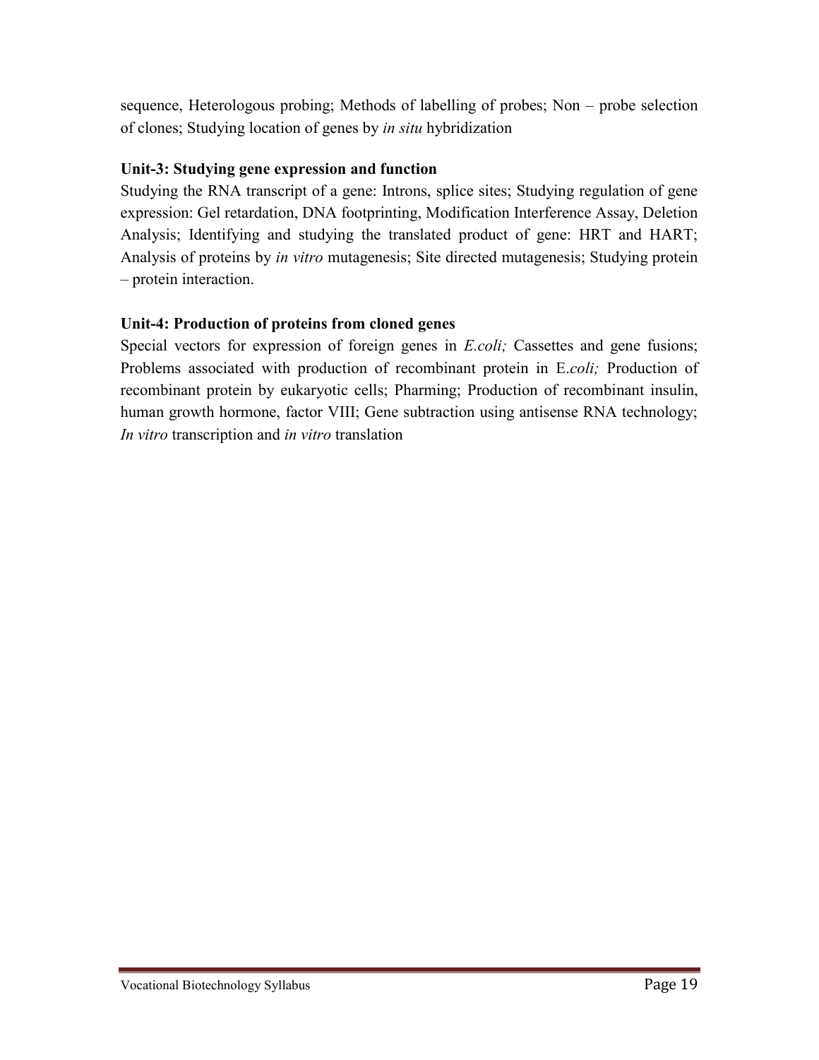sequence, Heterologous probing; Methods of labelling of probes; Non – probe selection of clones; Studying location of genes by *in situ* hybridization

**Unit-3: Studying gene expression and function**

Studying the RNA transcript of a gene: Introns, splice sites; Studying regulation of gene expression: Gel retardation, DNA footprinting, Modification Interference Assay, Deletion Analysis; Identifying and studying the translated product of gene: HRT and HART; Analysis of proteins by *in vitro* mutagenesis; Site directed mutagenesis; Studying protein – protein interaction.

**Unit-4: Production of proteins from cloned genes**

Special vectors for expression of foreign genes in *E.coli;* Cassettes and gene fusions; Problems associated with production of recombinant protein in E.*coli;* Production of recombinant protein by eukaryotic cells; Pharming; Production of recombinant insulin, human growth hormone, factor VIII; Gene subtraction using antisense RNA technology; *In vitro* transcription and *in vitro* translation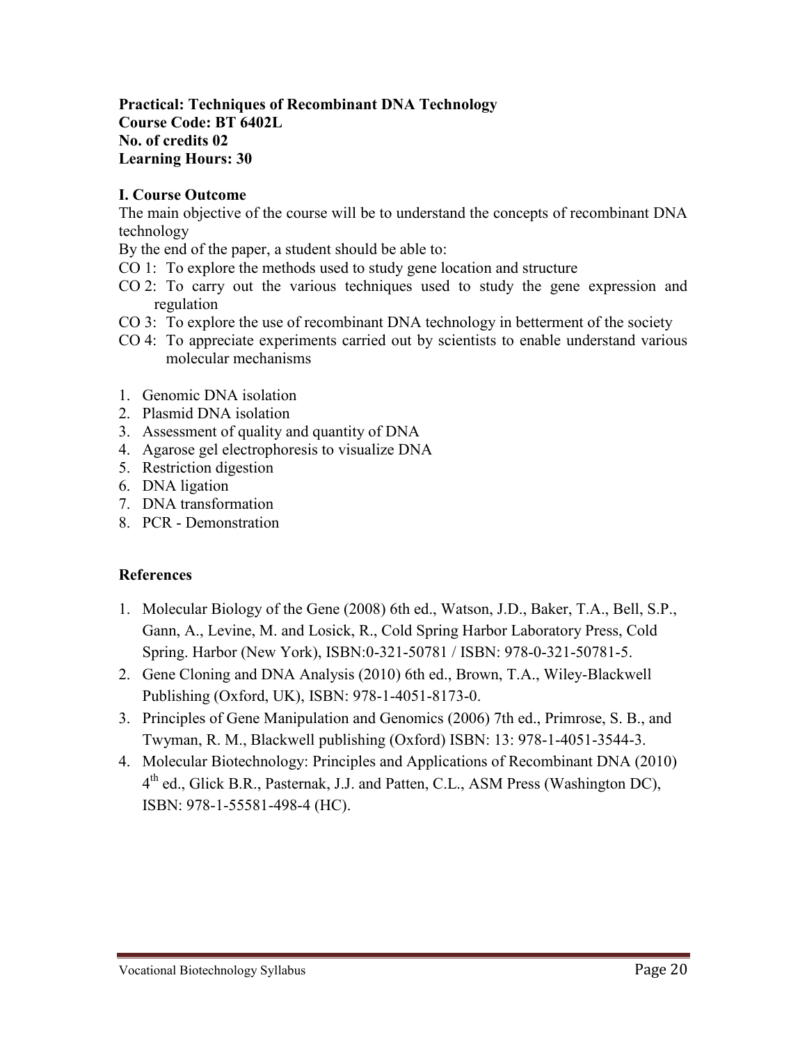**Practical: Techniques of Recombinant DNA Technology**
**Course Code: BT 6402L**
**No. of credits 02**
**Learning Hours: 30**

**I. Course Outcome**

The main objective of the course will be to understand the concepts of recombinant DNA technology

By the end of the paper, a student should be able to:

CO 1: To explore the methods used to study gene location and structure
CO 2: To carry out the various techniques used to study the gene expression and regulation
CO 3: To explore the use of recombinant DNA technology in betterment of the society
CO 4: To appreciate experiments carried out by scientists to enable understand various molecular mechanisms

1. Genomic DNA isolation
2. Plasmid DNA isolation
3. Assessment of quality and quantity of DNA
4. Agarose gel electrophoresis to visualize DNA
5. Restriction digestion
6. DNA ligation
7. DNA transformation
8. PCR - Demonstration

**References**

1. Molecular Biology of the Gene (2008) 6th ed., Watson, J.D., Baker, T.A., Bell, S.P., Gann, A., Levine, M. and Losick, R., Cold Spring Harbor Laboratory Press, Cold Spring. Harbor (New York), ISBN:0-321-50781 / ISBN: 978-0-321-50781-5.
2. Gene Cloning and DNA Analysis (2010) 6th ed., Brown, T.A., Wiley-Blackwell Publishing (Oxford, UK), ISBN: 978-1-4051-8173-0.
3. Principles of Gene Manipulation and Genomics (2006) 7th ed., Primrose, S. B., and Twyman, R. M., Blackwell publishing (Oxford) ISBN: 13: 978-1-4051-3544-3.
4. Molecular Biotechnology: Principles and Applications of Recombinant DNA (2010) 4th ed., Glick B.R., Pasternak, J.J. and Patten, C.L., ASM Press (Washington DC), ISBN: 978-1-55581-498-4 (HC).